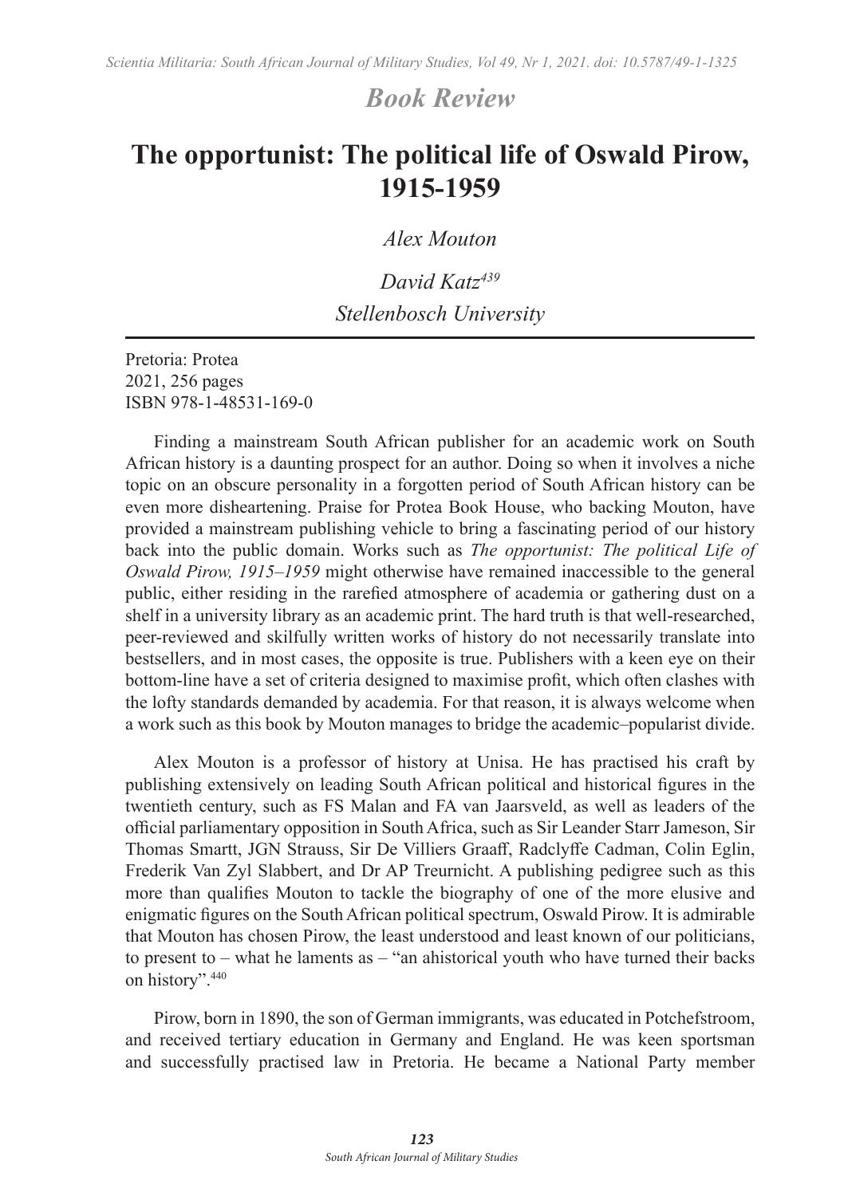## Book Review

# The opportunist: The political life of Oswald Pirow, 1915-1959

*Alex Mouton*

*David Katz*[439]
*Stellenbosch University*

---

Pretoria: Protea
2021, 256 pages
ISBN 978-1-48531-169-0

Finding a mainstream South African publisher for an academic work on South African history is a daunting prospect for an author. Doing so when it involves a niche topic on an obscure personality in a forgotten period of South African history can be even more disheartening. Praise for Protea Book House, who backing Mouton, have provided a mainstream publishing vehicle to bring a fascinating period of our history back into the public domain. Works such as *The opportunist: The political Life of Oswald Pirow, 1915–1959* might otherwise have remained inaccessible to the general public, either residing in the rarefied atmosphere of academia or gathering dust on a shelf in a university library as an academic print. The hard truth is that well-researched, peer-reviewed and skilfully written works of history do not necessarily translate into bestsellers, and in most cases, the opposite is true. Publishers with a keen eye on their bottom-line have a set of criteria designed to maximise profit, which often clashes with the lofty standards demanded by academia. For that reason, it is always welcome when a work such as this book by Mouton manages to bridge the academic–popularist divide.

Alex Mouton is a professor of history at Unisa. He has practised his craft by publishing extensively on leading South African political and historical figures in the twentieth century, such as FS Malan and FA van Jaarsveld, as well as leaders of the official parliamentary opposition in South Africa, such as Sir Leander Starr Jameson, Sir Thomas Smartt, JGN Strauss, Sir De Villiers Graaff, Radclyffe Cadman, Colin Eglin, Frederik Van Zyl Slabbert, and Dr AP Treurnicht. A publishing pedigree such as this more than qualifies Mouton to tackle the biography of one of the more elusive and enigmatic figures on the South African political spectrum, Oswald Pirow. It is admirable that Mouton has chosen Pirow, the least understood and least known of our politicians, to present to – what he laments as – "an ahistorical youth who have turned their backs on history".[440]

Pirow, born in 1890, the son of German immigrants, was educated in Potchefstroom, and received tertiary education in Germany and England. He was keen sportsman and successfully practised law in Pretoria. He became a National Party member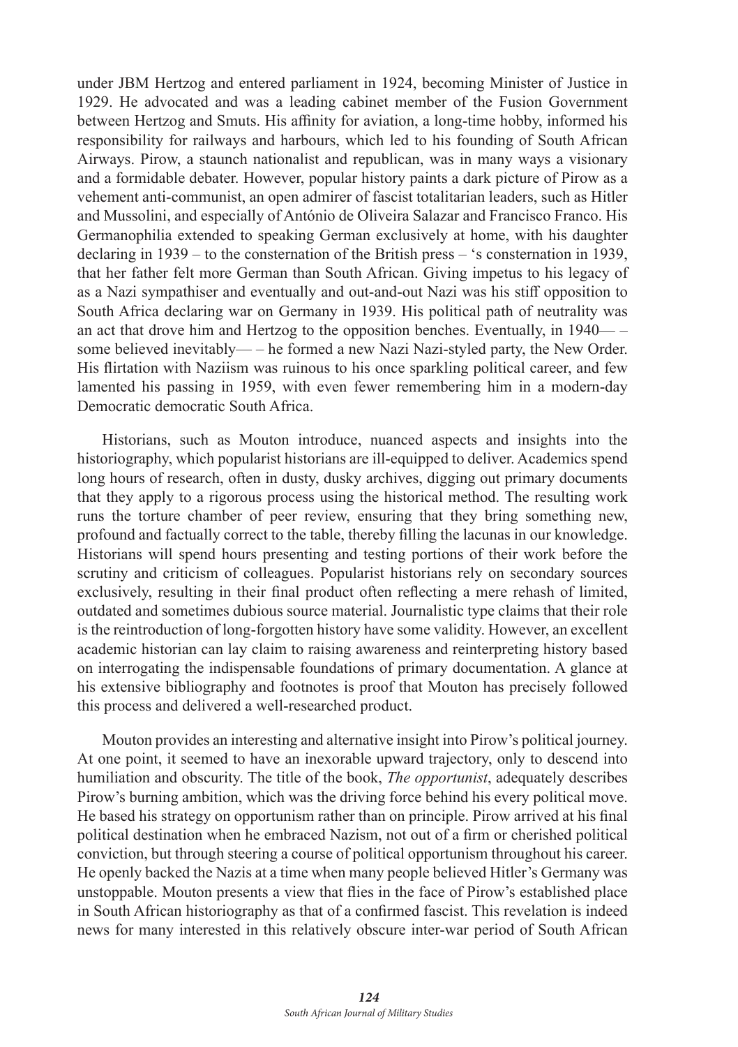under JBM Hertzog and entered parliament in 1924, becoming Minister of Justice in 1929. He advocated and was a leading cabinet member of the Fusion Government between Hertzog and Smuts. His affinity for aviation, a long-time hobby, informed his responsibility for railways and harbours, which led to his founding of South African Airways. Pirow, a staunch nationalist and republican, was in many ways a visionary and a formidable debater. However, popular history paints a dark picture of Pirow as a vehement anti-communist, an open admirer of fascist totalitarian leaders, such as Hitler and Mussolini, and especially of António de Oliveira Salazar and Francisco Franco. His Germanophilia extended to speaking German exclusively at home, with his daughter declaring in 1939 – to the consternation of the British press – 's consternation in 1939, that her father felt more German than South African. Giving impetus to his legacy of as a Nazi sympathiser and eventually and out-and-out Nazi was his stiff opposition to South Africa declaring war on Germany in 1939. His political path of neutrality was an act that drove him and Hertzog to the opposition benches. Eventually, in 1940— – some believed inevitably— – he formed a new Nazi Nazi-styled party, the New Order. His flirtation with Naziism was ruinous to his once sparkling political career, and few lamented his passing in 1959, with even fewer remembering him in a modern-day Democratic democratic South Africa.

Historians, such as Mouton introduce, nuanced aspects and insights into the historiography, which popularist historians are ill-equipped to deliver. Academics spend long hours of research, often in dusty, dusky archives, digging out primary documents that they apply to a rigorous process using the historical method. The resulting work runs the torture chamber of peer review, ensuring that they bring something new, profound and factually correct to the table, thereby filling the lacunas in our knowledge. Historians will spend hours presenting and testing portions of their work before the scrutiny and criticism of colleagues. Popularist historians rely on secondary sources exclusively, resulting in their final product often reflecting a mere rehash of limited, outdated and sometimes dubious source material. Journalistic type claims that their role is the reintroduction of long-forgotten history have some validity. However, an excellent academic historian can lay claim to raising awareness and reinterpreting history based on interrogating the indispensable foundations of primary documentation. A glance at his extensive bibliography and footnotes is proof that Mouton has precisely followed this process and delivered a well-researched product.

Mouton provides an interesting and alternative insight into Pirow's political journey. At one point, it seemed to have an inexorable upward trajectory, only to descend into humiliation and obscurity. The title of the book, *The opportunist*, adequately describes Pirow's burning ambition, which was the driving force behind his every political move. He based his strategy on opportunism rather than on principle. Pirow arrived at his final political destination when he embraced Nazism, not out of a firm or cherished political conviction, but through steering a course of political opportunism throughout his career. He openly backed the Nazis at a time when many people believed Hitler's Germany was unstoppable. Mouton presents a view that flies in the face of Pirow's established place in South African historiography as that of a confirmed fascist. This revelation is indeed news for many interested in this relatively obscure inter-war period of South African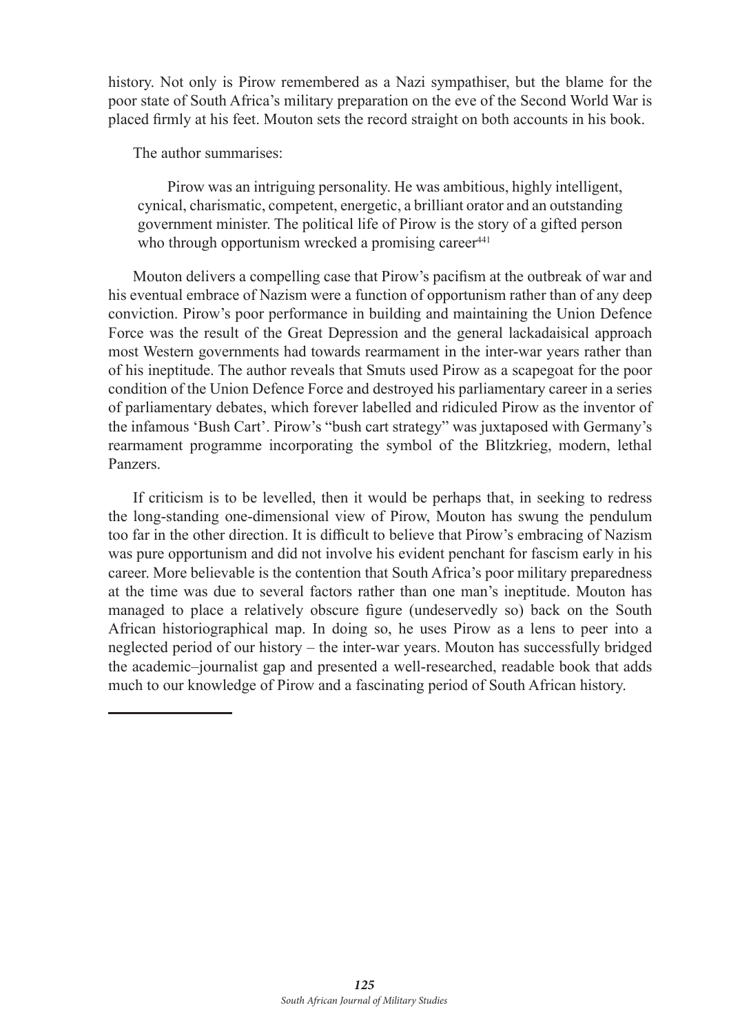history. Not only is Pirow remembered as a Nazi sympathiser, but the blame for the poor state of South Africa's military preparation on the eve of the Second World War is placed firmly at his feet. Mouton sets the record straight on both accounts in his book.

The author summarises:

> Pirow was an intriguing personality. He was ambitious, highly intelligent, cynical, charismatic, competent, energetic, a brilliant orator and an outstanding government minister. The political life of Pirow is the story of a gifted person who through opportunism wrecked a promising career[441]

Mouton delivers a compelling case that Pirow's pacifism at the outbreak of war and his eventual embrace of Nazism were a function of opportunism rather than of any deep conviction. Pirow's poor performance in building and maintaining the Union Defence Force was the result of the Great Depression and the general lackadaisical approach most Western governments had towards rearmament in the inter-war years rather than of his ineptitude. The author reveals that Smuts used Pirow as a scapegoat for the poor condition of the Union Defence Force and destroyed his parliamentary career in a series of parliamentary debates, which forever labelled and ridiculed Pirow as the inventor of the infamous 'Bush Cart'. Pirow's "bush cart strategy" was juxtaposed with Germany's rearmament programme incorporating the symbol of the Blitzkrieg, modern, lethal Panzers.

If criticism is to be levelled, then it would be perhaps that, in seeking to redress the long-standing one-dimensional view of Pirow, Mouton has swung the pendulum too far in the other direction. It is difficult to believe that Pirow's embracing of Nazism was pure opportunism and did not involve his evident penchant for fascism early in his career. More believable is the contention that South Africa's poor military preparedness at the time was due to several factors rather than one man's ineptitude. Mouton has managed to place a relatively obscure figure (undeservedly so) back on the South African historiographical map. In doing so, he uses Pirow as a lens to peer into a neglected period of our history – the inter-war years. Mouton has successfully bridged the academic–journalist gap and presented a well-researched, readable book that adds much to our knowledge of Pirow and a fascinating period of South African history.

---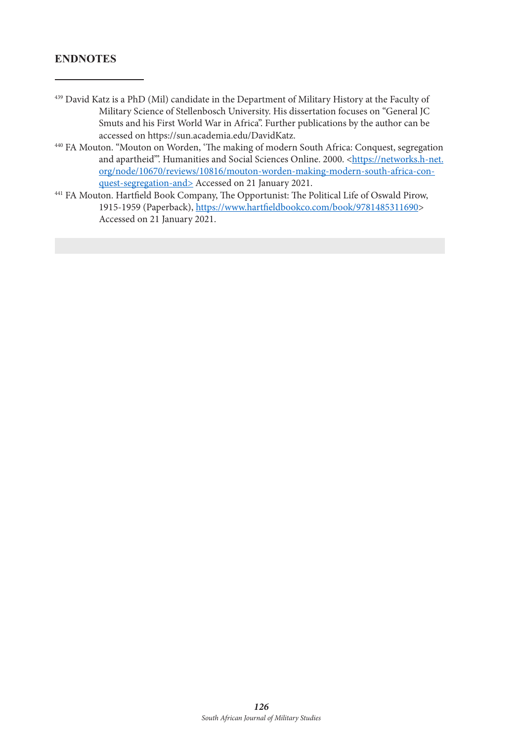## ENDNOTES

[439] David Katz is a PhD (Mil) candidate in the Department of Military History at the Faculty of Military Science of Stellenbosch University. His dissertation focuses on "General JC Smuts and his First World War in Africa". Further publications by the author can be accessed on https://sun.academia.edu/DavidKatz.

[440] FA Mouton. "Mouton on Worden, 'The making of modern South Africa: Conquest, segregation and apartheid'". Humanities and Social Sciences Online. 2000. <https://networks.h-net.org/node/10670/reviews/10816/mouton-worden-making-modern-south-africa-conquest-segregation-and> Accessed on 21 January 2021.

[441] FA Mouton. Hartfield Book Company, The Opportunist: The Political Life of Oswald Pirow, 1915-1959 (Paperback), https://www.hartfieldbookco.com/book/9781485311690> Accessed on 21 January 2021.